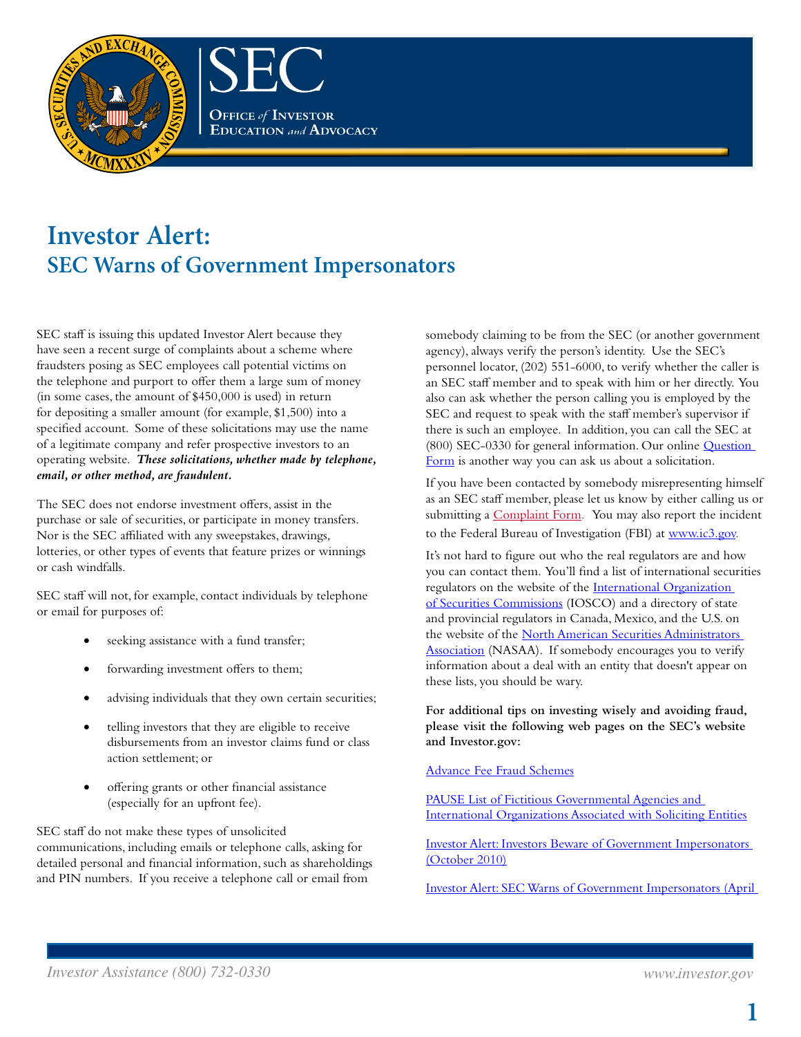SEC

Office *of* Investor Education *and* Advocacy

# Investor Alert:
## SEC Warns of Government Impersonators

SEC staff is issuing this updated Investor Alert because they have seen a recent surge of complaints about a scheme where fraudsters posing as SEC employees call potential victims on the telephone and purport to offer them a large sum of money (in some cases, the amount of $450,000 is used) in return for depositing a smaller amount (for example, $1,500) into a specified account. Some of these solicitations may use the name of a legitimate company and refer prospective investors to an operating website. ***These solicitations, whether made by telephone, email, or other method, are fraudulent.***

The SEC does not endorse investment offers, assist in the purchase or sale of securities, or participate in money transfers. Nor is the SEC affiliated with any sweepstakes, drawings, lotteries, or other types of events that feature prizes or winnings or cash windfalls.

SEC staff will not, for example, contact individuals by telephone or email for purposes of:

- seeking assistance with a fund transfer;
- forwarding investment offers to them;
- advising individuals that they own certain securities;
- telling investors that they are eligible to receive disbursements from an investor claims fund or class action settlement; or
- offering grants or other financial assistance (especially for an upfront fee).

SEC staff do not make these types of unsolicited communications, including emails or telephone calls, asking for detailed personal and financial information, such as shareholdings and PIN numbers. If you receive a telephone call or email from somebody claiming to be from the SEC (or another government agency), always verify the person's identity. Use the SEC's personnel locator, (202) 551-6000, to verify whether the caller is an SEC staff member and to speak with him or her directly. You also can ask whether the person calling you is employed by the SEC and request to speak with the staff member's supervisor if there is such an employee. In addition, you can call the SEC at (800) SEC-0330 for general information. Our online Question Form is another way you can ask us about a solicitation.

If you have been contacted by somebody misrepresenting himself as an SEC staff member, please let us know by either calling us or submitting a Complaint Form. You may also report the incident to the Federal Bureau of Investigation (FBI) at www.ic3.gov.

It's not hard to figure out who the real regulators are and how you can contact them. You'll find a list of international securities regulators on the website of the International Organization of Securities Commissions (IOSCO) and a directory of state and provincial regulators in Canada, Mexico, and the U.S. on the website of the North American Securities Administrators Association (NASAA). If somebody encourages you to verify information about a deal with an entity that doesn't appear on these lists, you should be wary.

**For additional tips on investing wisely and avoiding fraud, please visit the following web pages on the SEC's website and Investor.gov:**

Advance Fee Fraud Schemes

PAUSE List of Fictitious Governmental Agencies and International Organizations Associated with Soliciting Entities

Investor Alert: Investors Beware of Government Impersonators (October 2010)

Investor Alert: SEC Warns of Government Impersonators (April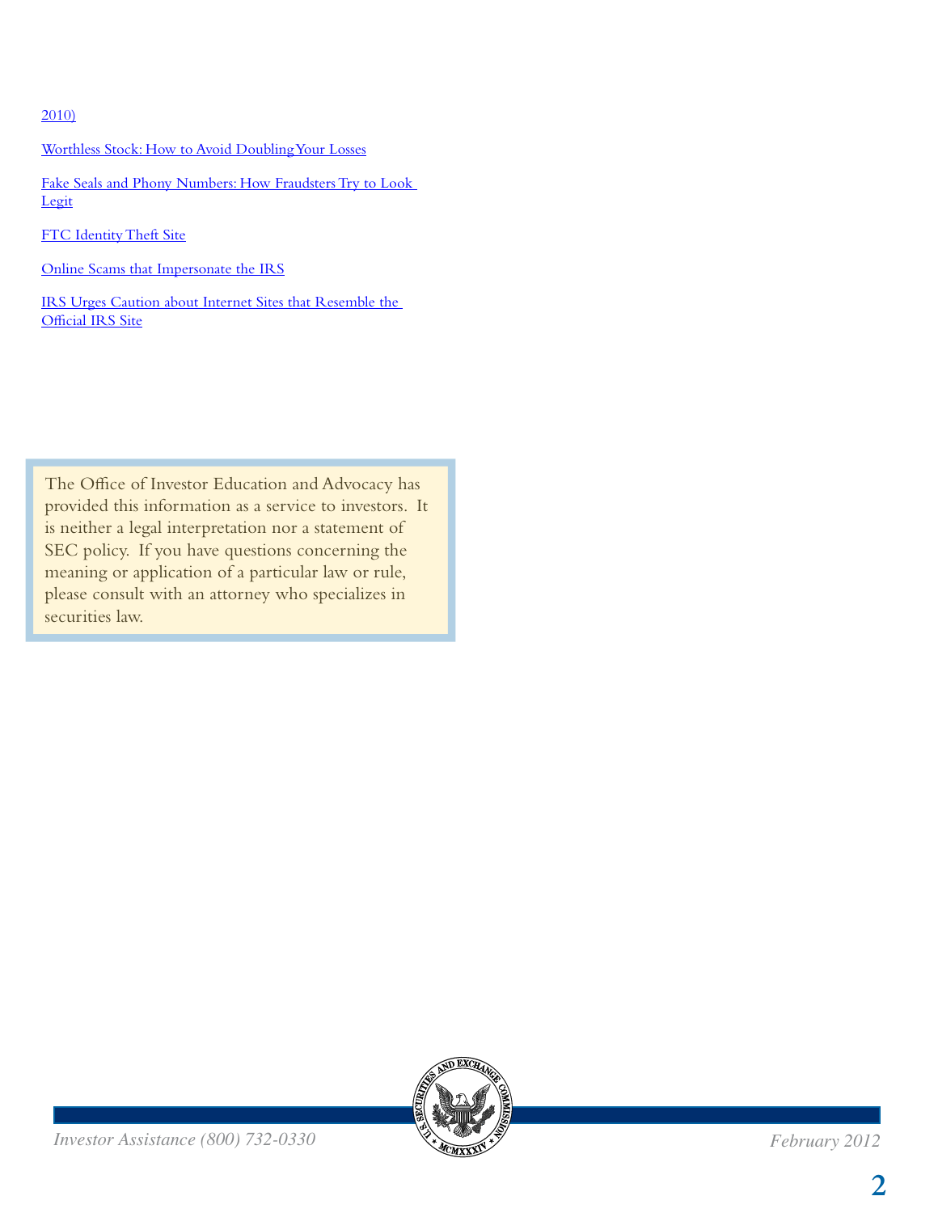2010)

Worthless Stock: How to Avoid Doubling Your Losses

Fake Seals and Phony Numbers: How Fraudsters Try to Look Legit

FTC Identity Theft Site

Online Scams that Impersonate the IRS

IRS Urges Caution about Internet Sites that Resemble the Official IRS Site

> The Office of Investor Education and Advocacy has provided this information as a service to investors. It is neither a legal interpretation nor a statement of SEC policy. If you have questions concerning the meaning or application of a particular law or rule, please consult with an attorney who specializes in securities law.